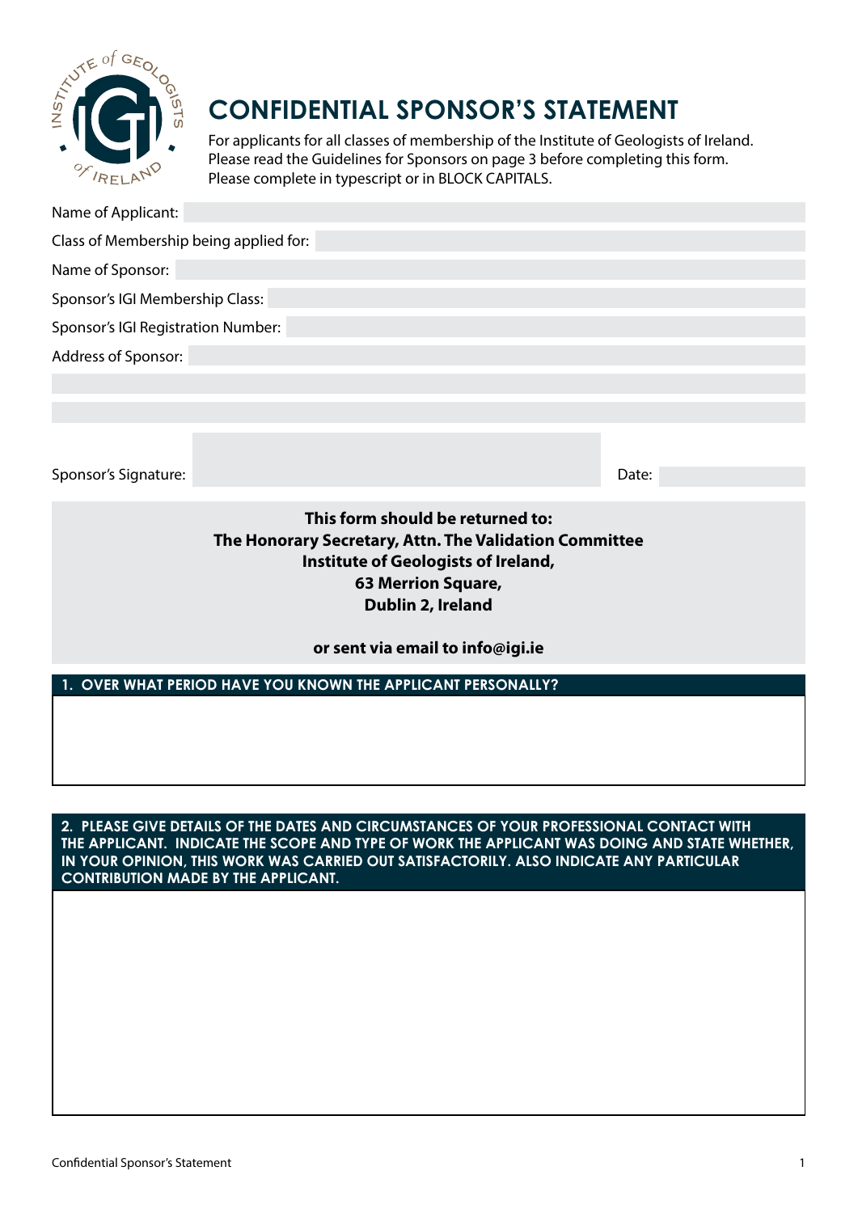# CONFIDENTIAL SPONSOR'S STATEMENT

For applicants for all classes of membership of the Institute of Geologists of Ireland.
Please read the Guidelines for Sponsors on page 3 before completing this form.
Please complete in typescript or in BLOCK CAPITALS.

Name of Applicant:

Class of Membership being applied for:

Name of Sponsor:

Sponsor's IGI Membership Class:

Sponsor's IGI Registration Number:

Address of Sponsor:

Sponsor's Signature: Date:

**This form should be returned to:**
**The Honorary Secretary, Attn. The Validation Committee**
**Institute of Geologists of Ireland,**
**63 Merrion Square,**
**Dublin 2, Ireland**

**or sent via email to info@igi.ie**

## 1. OVER WHAT PERIOD HAVE YOU KNOWN THE APPLICANT PERSONALLY?

## 2. PLEASE GIVE DETAILS OF THE DATES AND CIRCUMSTANCES OF YOUR PROFESSIONAL CONTACT WITH THE APPLICANT. INDICATE THE SCOPE AND TYPE OF WORK THE APPLICANT WAS DOING AND STATE WHETHER, IN YOUR OPINION, THIS WORK WAS CARRIED OUT SATISFACTORILY. ALSO INDICATE ANY PARTICULAR CONTRIBUTION MADE BY THE APPLICANT.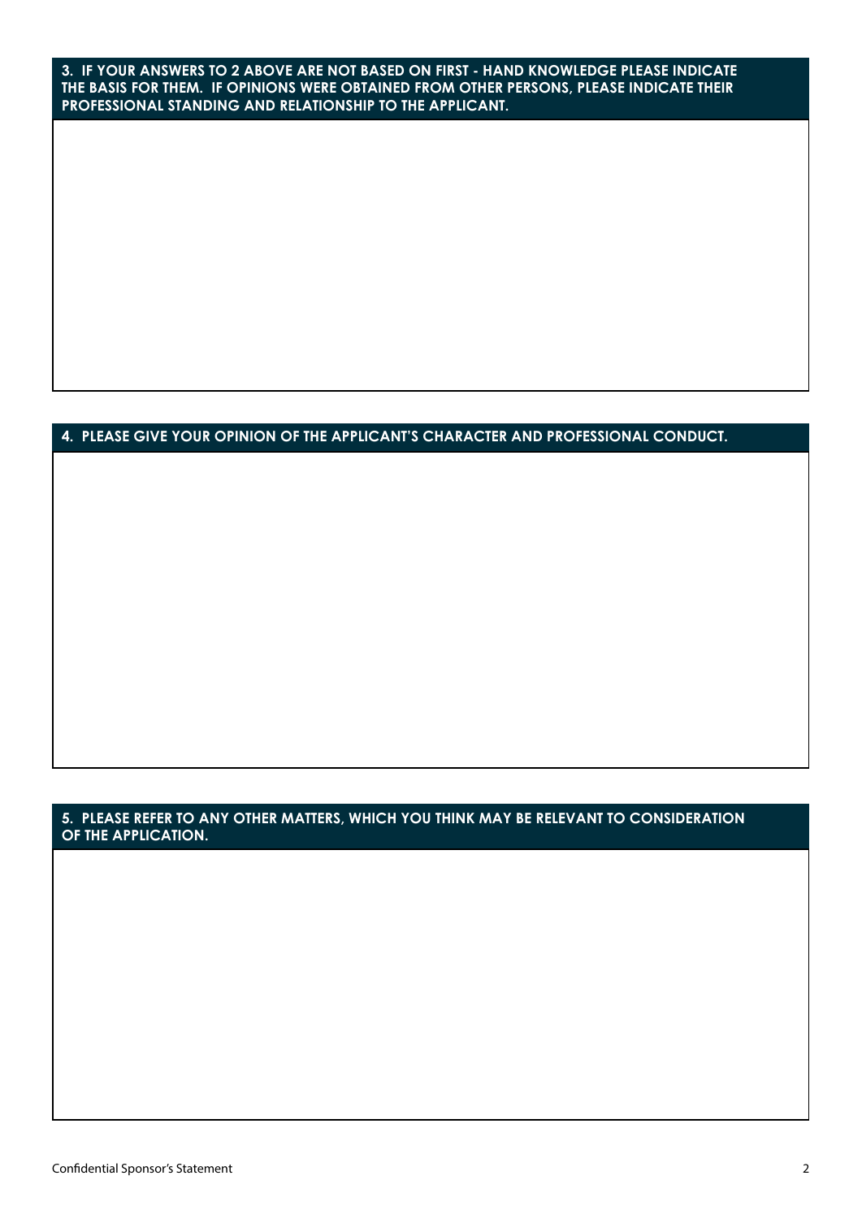**3. IF YOUR ANSWERS TO 2 ABOVE ARE NOT BASED ON FIRST - HAND KNOWLEDGE PLEASE INDICATE THE BASIS FOR THEM. IF OPINIONS WERE OBTAINED FROM OTHER PERSONS, PLEASE INDICATE THEIR PROFESSIONAL STANDING AND RELATIONSHIP TO THE APPLICANT.**

**4. PLEASE GIVE YOUR OPINION OF THE APPLICANT'S CHARACTER AND PROFESSIONAL CONDUCT.**

**5. PLEASE REFER TO ANY OTHER MATTERS, WHICH YOU THINK MAY BE RELEVANT TO CONSIDERATION OF THE APPLICATION.**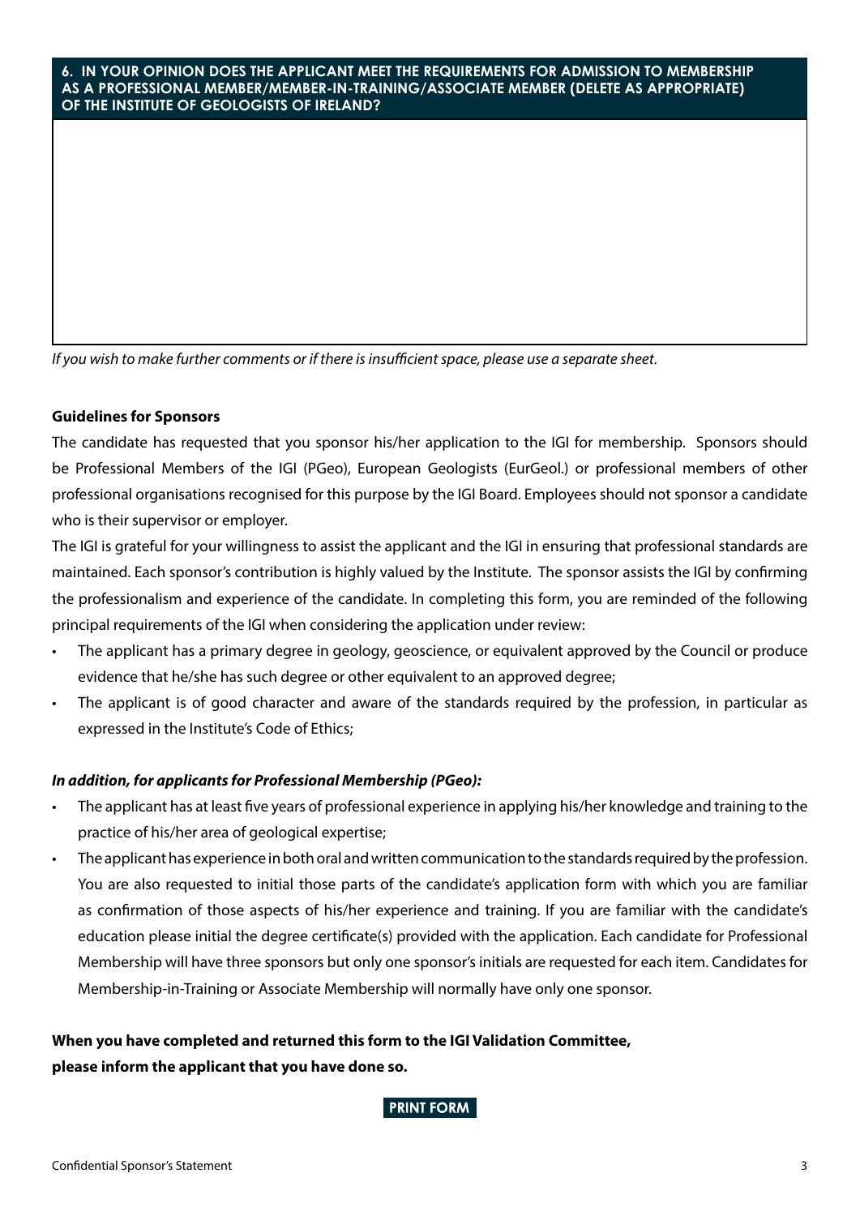**6. IN YOUR OPINION DOES THE APPLICANT MEET THE REQUIREMENTS FOR ADMISSION TO MEMBERSHIP AS A PROFESSIONAL MEMBER/MEMBER-IN-TRAINING/ASSOCIATE MEMBER (DELETE AS APPROPRIATE) OF THE INSTITUTE OF GEOLOGISTS OF IRELAND?**

*If you wish to make further comments or if there is insufficient space, please use a separate sheet.*

**Guidelines for Sponsors**

The candidate has requested that you sponsor his/her application to the IGI for membership. Sponsors should be Professional Members of the IGI (PGeo), European Geologists (EurGeol.) or professional members of other professional organisations recognised for this purpose by the IGI Board. Employees should not sponsor a candidate who is their supervisor or employer.

The IGI is grateful for your willingness to assist the applicant and the IGI in ensuring that professional standards are maintained. Each sponsor's contribution is highly valued by the Institute. The sponsor assists the IGI by confirming the professionalism and experience of the candidate. In completing this form, you are reminded of the following principal requirements of the IGI when considering the application under review:

- The applicant has a primary degree in geology, geoscience, or equivalent approved by the Council or produce evidence that he/she has such degree or other equivalent to an approved degree;
- The applicant is of good character and aware of the standards required by the profession, in particular as expressed in the Institute's Code of Ethics;

***In addition, for applicants for Professional Membership (PGeo):***

- The applicant has at least five years of professional experience in applying his/her knowledge and training to the practice of his/her area of geological expertise;
- The applicant has experience in both oral and written communication to the standards required by the profession. You are also requested to initial those parts of the candidate's application form with which you are familiar as confirmation of those aspects of his/her experience and training. If you are familiar with the candidate's education please initial the degree certificate(s) provided with the application. Each candidate for Professional Membership will have three sponsors but only one sponsor's initials are requested for each item. Candidates for Membership-in-Training or Associate Membership will normally have only one sponsor.

**When you have completed and returned this form to the IGI Validation Committee, please inform the applicant that you have done so.**

**PRINT FORM**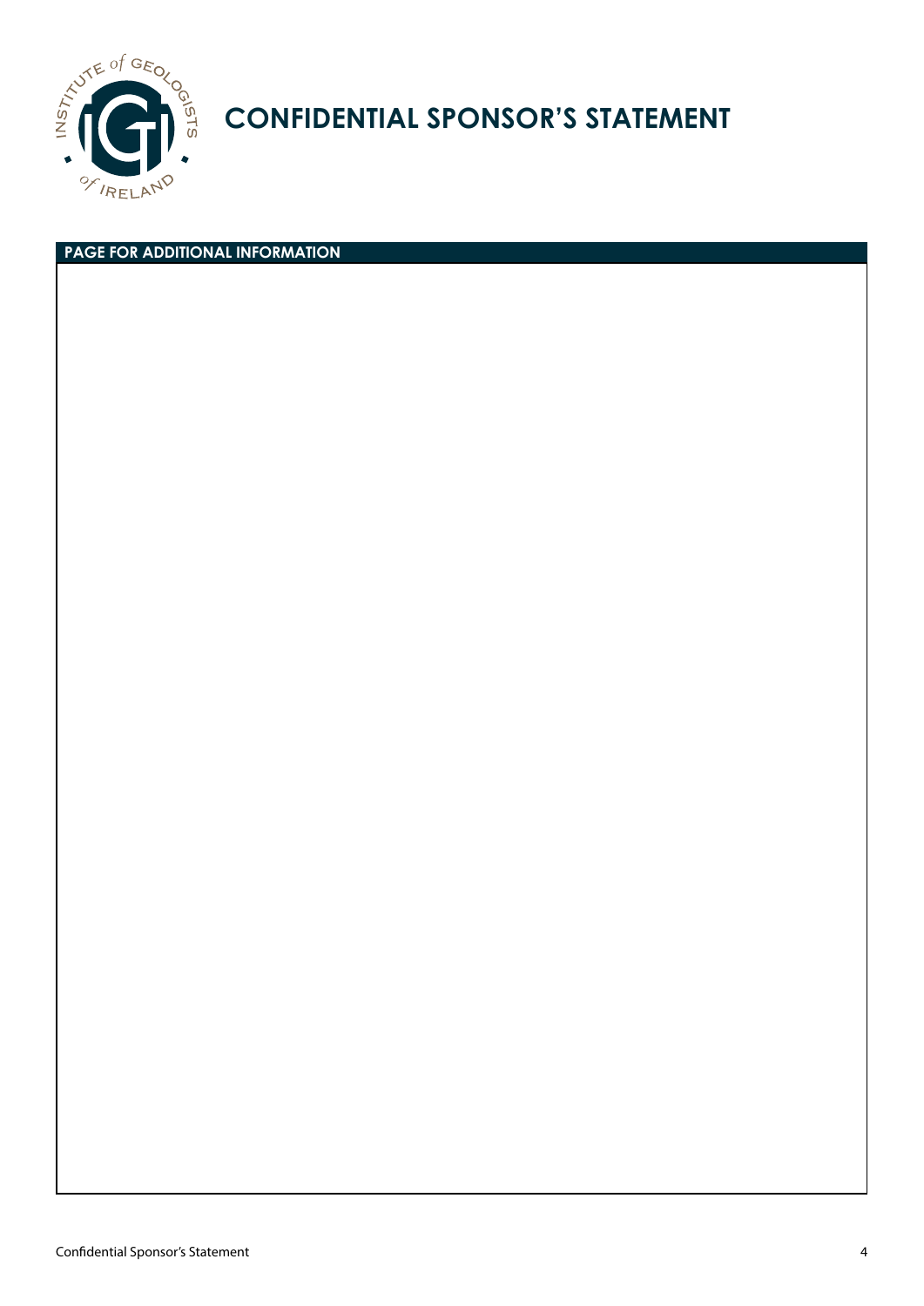# CONFIDENTIAL SPONSOR'S STATEMENT

## PAGE FOR ADDITIONAL INFORMATION